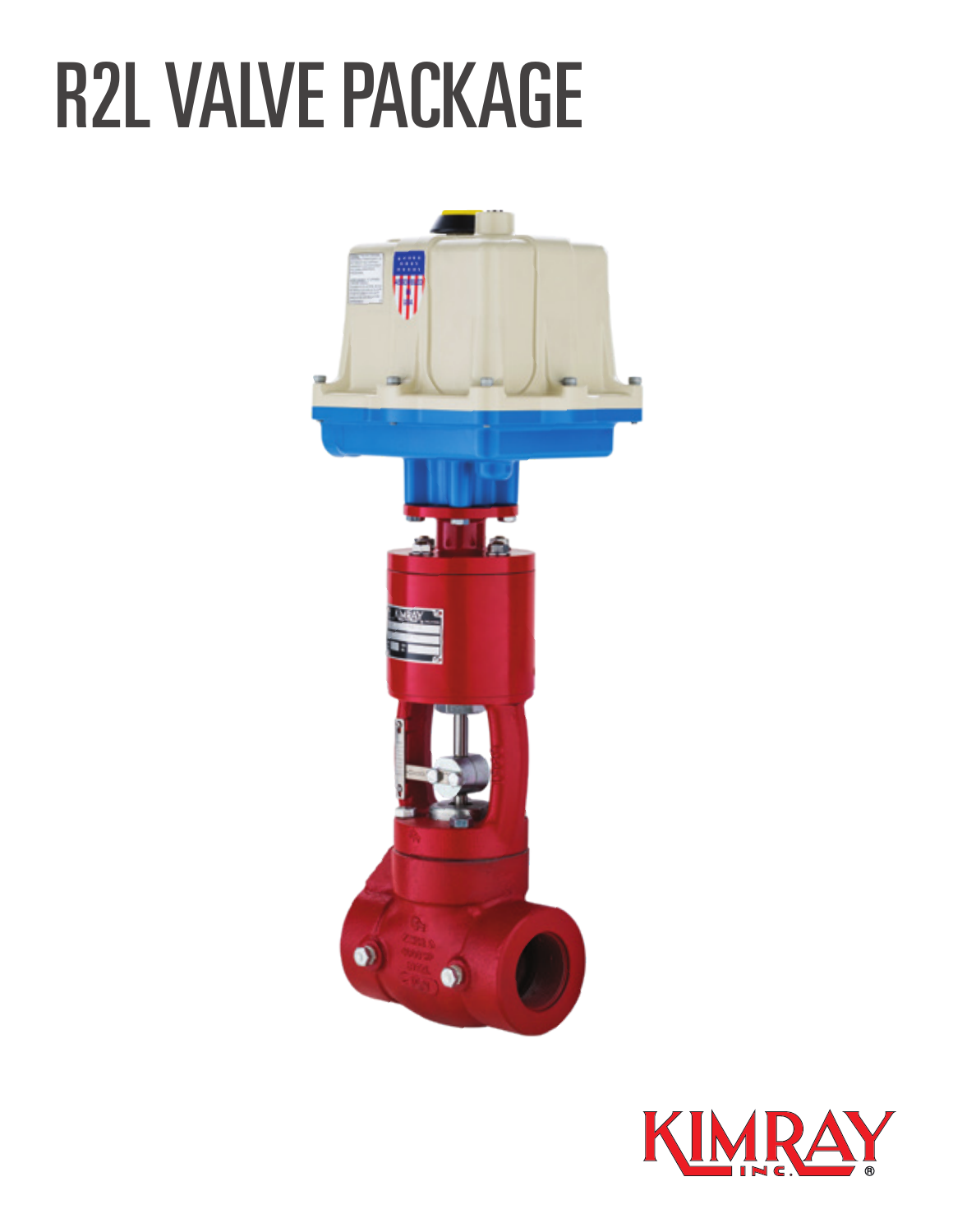# R2L VALVE PACKAGE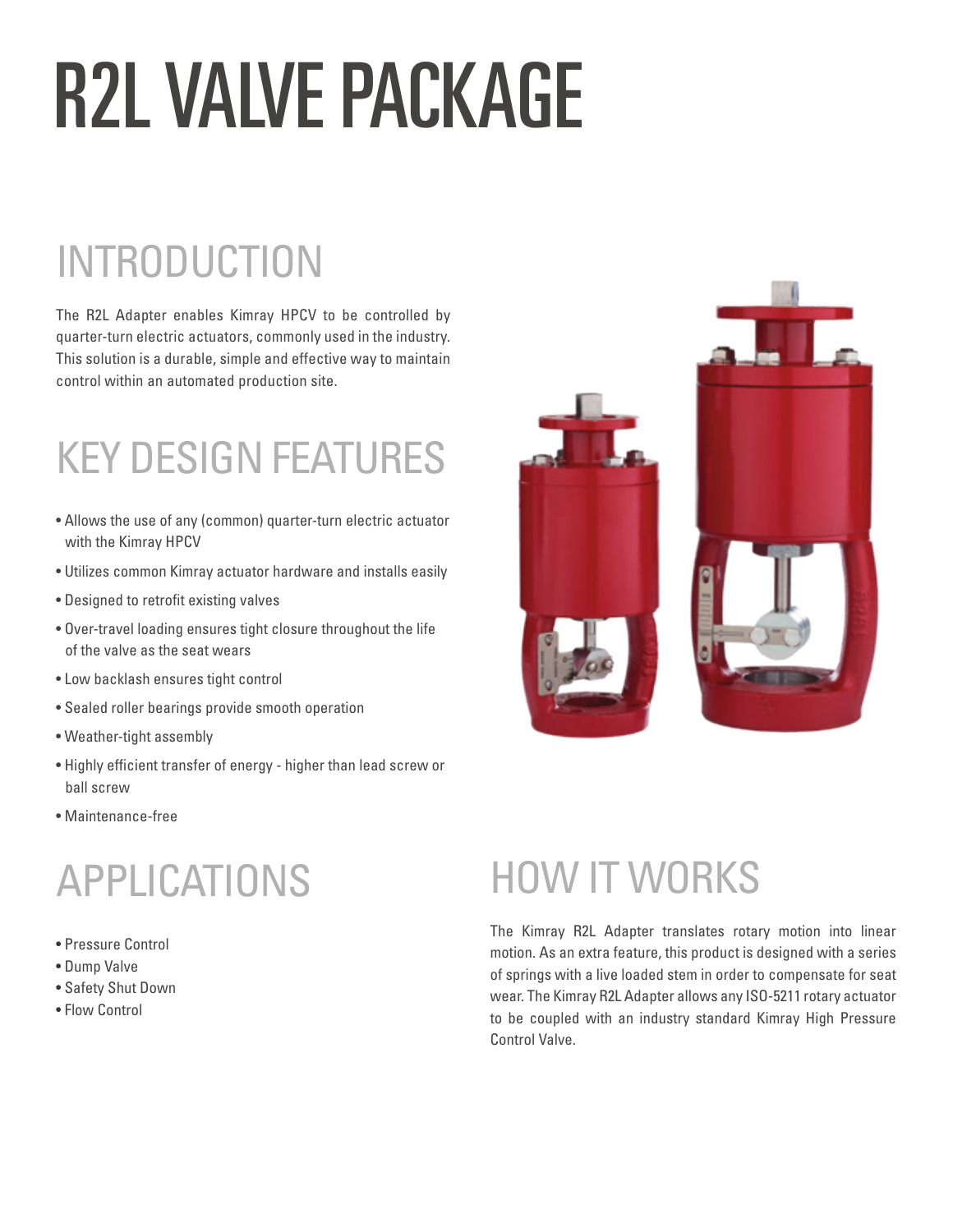# R2L VALVE PACKAGE

## INTRODUCTION

The R2L Adapter enables Kimray HPCV to be controlled by quarter-turn electric actuators, commonly used in the industry. This solution is a durable, simple and effective way to maintain control within an automated production site.

## KEY DESIGN FEATURES

- Allows the use of any (common) quarter-turn electric actuator with the Kimray HPCV
- Utilizes common Kimray actuator hardware and installs easily
- Designed to retrofit existing valves
- Over-travel loading ensures tight closure throughout the life of the valve as the seat wears
- Low backlash ensures tight control
- Sealed roller bearings provide smooth operation
- Weather-tight assembly
- Highly efficient transfer of energy - higher than lead screw or ball screw
- Maintenance-free

## APPLICATIONS

- Pressure Control
- Dump Valve
- Safety Shut Down
- Flow Control

## HOW IT WORKS

The Kimray R2L Adapter translates rotary motion into linear motion. As an extra feature, this product is designed with a series of springs with a live loaded stem in order to compensate for seat wear. The Kimray R2L Adapter allows any ISO-5211 rotary actuator to be coupled with an industry standard Kimray High Pressure Control Valve.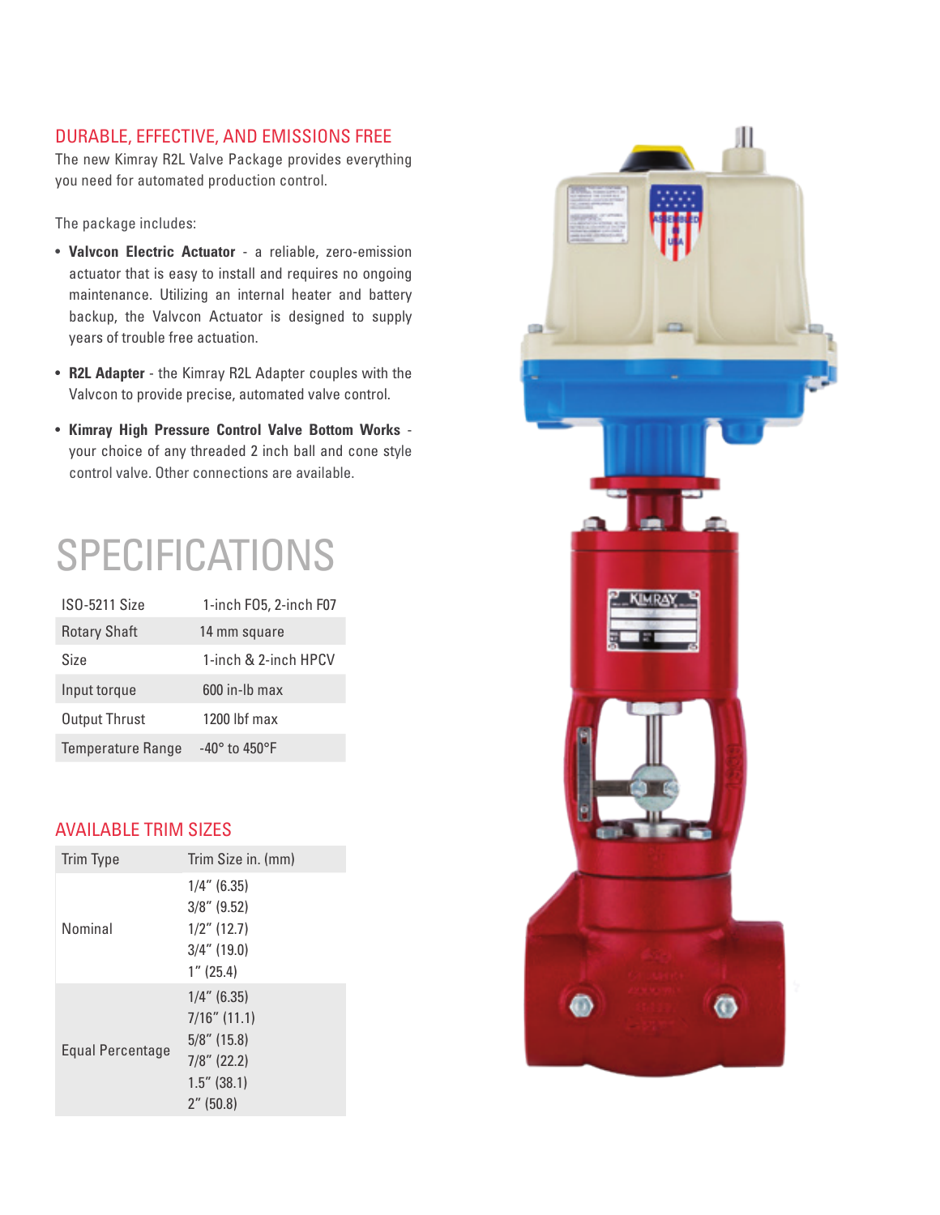## DURABLE, EFFECTIVE, AND EMISSIONS FREE

The new Kimray R2L Valve Package provides everything you need for automated production control.

The package includes:

- **Valvcon Electric Actuator** - a reliable, zero-emission actuator that is easy to install and requires no ongoing maintenance. Utilizing an internal heater and battery backup, the Valvcon Actuator is designed to supply years of trouble free actuation.
- **R2L Adapter** - the Kimray R2L Adapter couples with the Valvcon to provide precise, automated valve control.
- **Kimray High Pressure Control Valve Bottom Works** - your choice of any threaded 2 inch ball and cone style control valve. Other connections are available.

# SPECIFICATIONS

| | |
|---|---|
| ISO-5211 Size | 1-inch F05, 2-inch F07 |
| Rotary Shaft | 14 mm square |
| Size | 1-inch & 2-inch HPCV |
| Input torque | 600 in-lb max |
| Output Thrust | 1200 lbf max |
| Temperature Range | -40° to 450°F |

## AVAILABLE TRIM SIZES

| Trim Type | Trim Size in. (mm) |
|---|---|
| Nominal | 1/4" (6.35)<br>3/8" (9.52)<br>1/2" (12.7)<br>3/4" (19.0)<br>1" (25.4) |
| Equal Percentage | 1/4" (6.35)<br>7/16" (11.1)<br>5/8" (15.8)<br>7/8" (22.2)<br>1.5" (38.1)<br>2" (50.8) |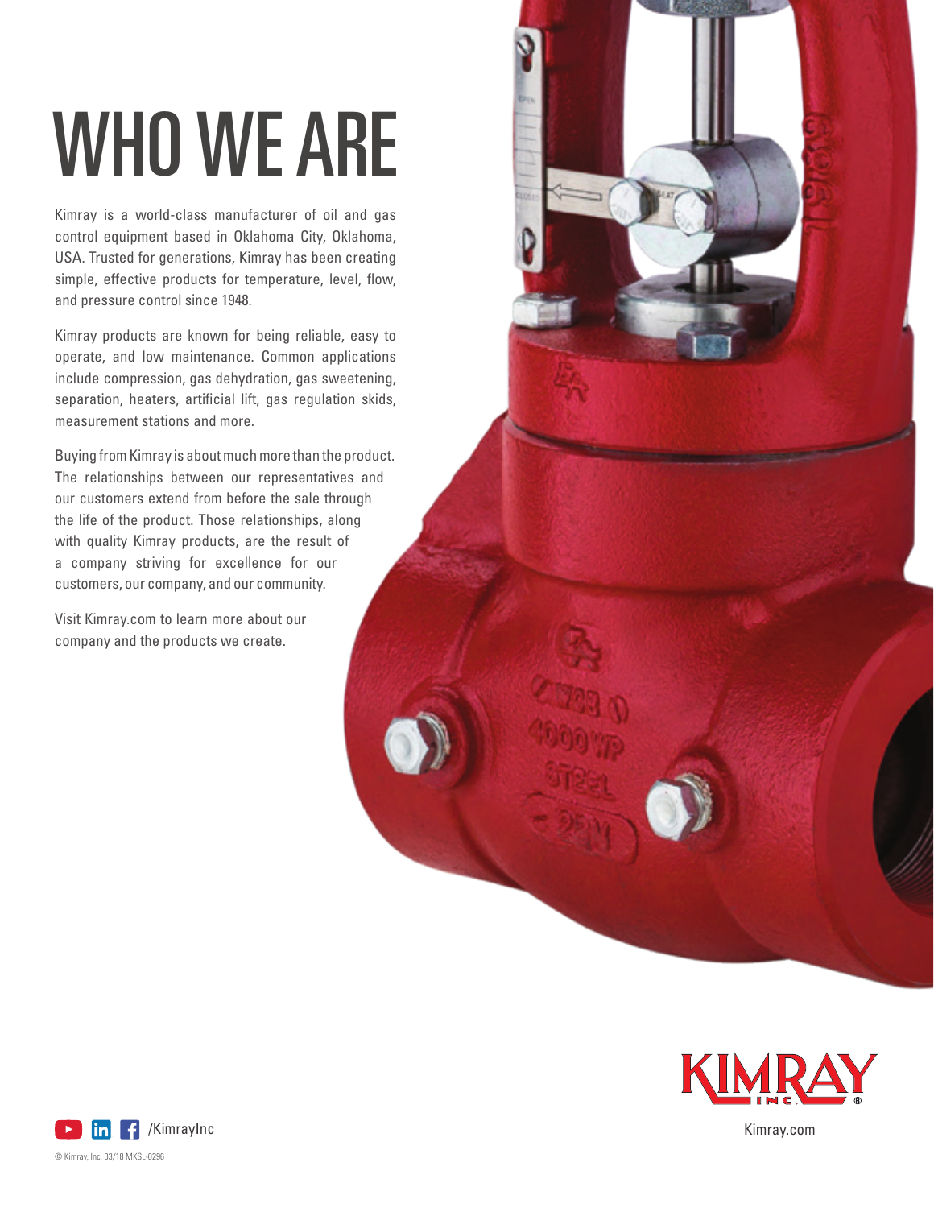# WHO WE ARE

Kimray is a world-class manufacturer of oil and gas control equipment based in Oklahoma City, Oklahoma, USA. Trusted for generations, Kimray has been creating simple, effective products for temperature, level, flow, and pressure control since 1948.

Kimray products are known for being reliable, easy to operate, and low maintenance. Common applications include compression, gas dehydration, gas sweetening, separation, heaters, artificial lift, gas regulation skids, measurement stations and more.

Buying from Kimray is about much more than the product. The relationships between our representatives and our customers extend from before the sale through the life of the product. Those relationships, along with quality Kimray products, are the result of a company striving for excellence for our customers, our company, and our community.

Visit Kimray.com to learn more about our company and the products we create.

KIMRAY INC.

Kimray.com

/KimrayInc

© Kimray, Inc. 03/18 MKSL-0296